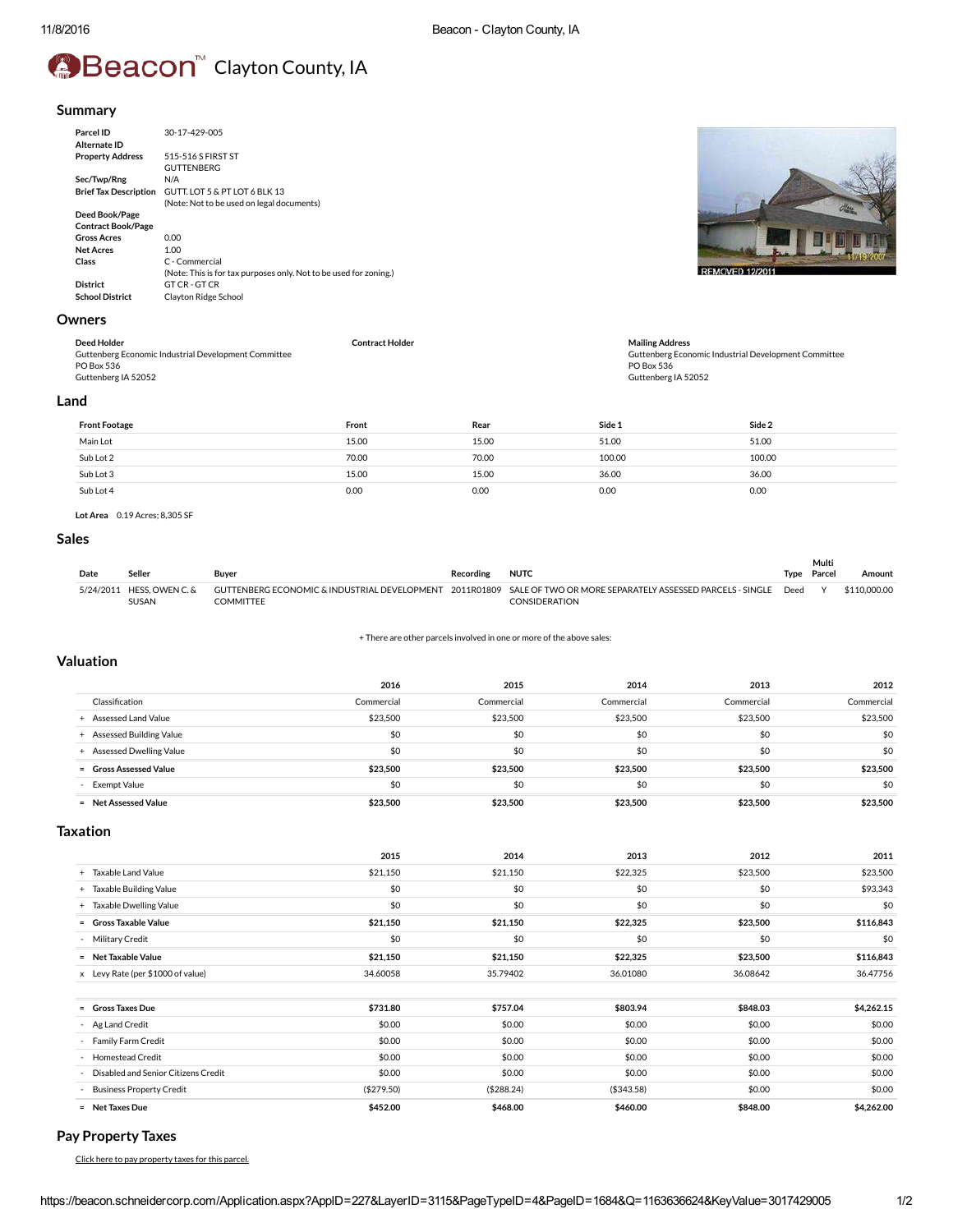# Beacon™ Clayton County, IA

## Summary

| | |
|---|---|
| **Parcel ID** | 30-17-429-005 |
| **Alternate ID** | |
| **Property Address** | 515-516 S FIRST ST GUTTENBERG |
| **Sec/Twp/Rng** | N/A |
| **Brief Tax Description** | GUTT. LOT 5 & PT LOT 6 BLK 13 (Note: Not to be used on legal documents) |
| **Deed Book/Page** | |
| **Contract Book/Page** | |
| **Gross Acres** | 0.00 |
| **Net Acres** | 1.00 |
| **Class** | C - Commercial (Note: This is for tax purposes only. Not to be used for zoning.) |
| **District** | GT CR - GT CR |
| **School District** | Clayton Ridge School |

## Owners

**Deed Holder**
Guttenberg Economic Industrial Development Committee
PO Box 536
Guttenberg IA 52052

**Contract Holder**

**Mailing Address**
Guttenberg Economic Industrial Development Committee
PO Box 536
Guttenberg IA 52052

## Land

| Front Footage | Front | Rear | Side 1 | Side 2 |
|---|---|---|---|---|
| Main Lot | 15.00 | 15.00 | 51.00 | 51.00 |
| Sub Lot 2 | 70.00 | 70.00 | 100.00 | 100.00 |
| Sub Lot 3 | 15.00 | 15.00 | 36.00 | 36.00 |
| Sub Lot 4 | 0.00 | 0.00 | 0.00 | 0.00 |

**Lot Area** 0.19 Acres; 8,305 SF

## Sales

| Date | Seller | Buyer | Recording | NUTC | Type | Multi Parcel | Amount |
|---|---|---|---|---|---|---|---|
| 5/24/2011 | HESS, OWEN C. & SUSAN | GUTTENBERG ECONOMIC & INDUSTRIAL DEVELOPMENT COMMITTEE | 2011R01809 | SALE OF TWO OR MORE SEPARATELY ASSESSED PARCELS - SINGLE CONSIDERATION | Deed | Y | $110,000.00 |

+ There are other parcels involved in one or more of the above sales:

## Valuation

| | 2016 | 2015 | 2014 | 2013 | 2012 |
|---|---|---|---|---|---|
| Classification | Commercial | Commercial | Commercial | Commercial | Commercial |
| + Assessed Land Value | $23,500 | $23,500 | $23,500 | $23,500 | $23,500 |
| + Assessed Building Value | $0 | $0 | $0 | $0 | $0 |
| + Assessed Dwelling Value | $0 | $0 | $0 | $0 | $0 |
| = **Gross Assessed Value** | **$23,500** | **$23,500** | **$23,500** | **$23,500** | **$23,500** |
| - Exempt Value | $0 | $0 | $0 | $0 | $0 |
| = **Net Assessed Value** | **$23,500** | **$23,500** | **$23,500** | **$23,500** | **$23,500** |

## Taxation

| | 2015 | 2014 | 2013 | 2012 | 2011 |
|---|---|---|---|---|---|
| + Taxable Land Value | $21,150 | $21,150 | $22,325 | $23,500 | $23,500 |
| + Taxable Building Value | $0 | $0 | $0 | $0 | $93,343 |
| + Taxable Dwelling Value | $0 | $0 | $0 | $0 | $0 |
| = **Gross Taxable Value** | **$21,150** | **$21,150** | **$22,325** | **$23,500** | **$116,843** |
| - Military Credit | $0 | $0 | $0 | $0 | $0 |
| = **Net Taxable Value** | **$21,150** | **$21,150** | **$22,325** | **$23,500** | **$116,843** |
| x Levy Rate (per $1000 of value) | 34.60058 | 35.79402 | 36.01080 | 36.08642 | 36.47756 |
| = **Gross Taxes Due** | **$731.80** | **$757.04** | **$803.94** | **$848.03** | **$4,262.15** |
| - Ag Land Credit | $0.00 | $0.00 | $0.00 | $0.00 | $0.00 |
| - Family Farm Credit | $0.00 | $0.00 | $0.00 | $0.00 | $0.00 |
| - Homestead Credit | $0.00 | $0.00 | $0.00 | $0.00 | $0.00 |
| - Disabled and Senior Citizens Credit | $0.00 | $0.00 | $0.00 | $0.00 | $0.00 |
| - Business Property Credit | ($279.50) | ($288.24) | ($343.58) | $0.00 | $0.00 |
| = **Net Taxes Due** | **$452.00** | **$468.00** | **$460.00** | **$848.00** | **$4,262.00** |

## Pay Property Taxes

Click here to pay property taxes for this parcel.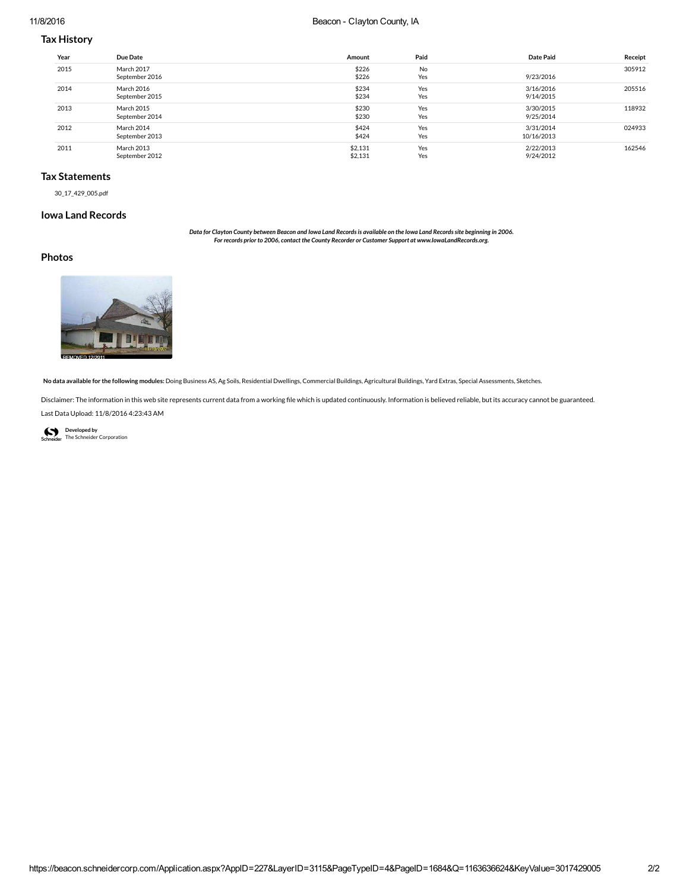## Tax History

| Year | Due Date | Amount | Paid | Date Paid | Receipt |
|---|---|---|---|---|---|
| 2015 | March 2017<br>September 2016 | $226<br>$226 | No<br>Yes | <br>9/23/2016 | 305912 |
| 2014 | March 2016<br>September 2015 | $234<br>$234 | Yes<br>Yes | 3/16/2016<br>9/14/2015 | 205516 |
| 2013 | March 2015<br>September 2014 | $230<br>$230 | Yes<br>Yes | 3/30/2015<br>9/25/2014 | 118932 |
| 2012 | March 2014<br>September 2013 | $424<br>$424 | Yes<br>Yes | 3/31/2014<br>10/16/2013 | 024933 |
| 2011 | March 2013<br>September 2012 | $2,131<br>$2,131 | Yes<br>Yes | 2/22/2013<br>9/24/2012 | 162546 |

## Tax Statements

30_17_429_005.pdf

## Iowa Land Records

*Data for Clayton County between Beacon and Iowa Land Records is available on the Iowa Land Records site beginning in 2006.*
*For records prior to 2006, contact the County Recorder or Customer Support at www.IowaLandRecords.org.*

## Photos

**No data available for the following modules:** Doing Business AS, Ag Soils, Residential Dwellings, Commercial Buildings, Agricultural Buildings, Yard Extras, Special Assessments, Sketches.

Disclaimer: The information in this web site represents current data from a working file which is updated continuously. Information is believed reliable, but its accuracy cannot be guaranteed.

Last Data Upload: 11/8/2016 4:23:43 AM

Developed by
The Schneider Corporation